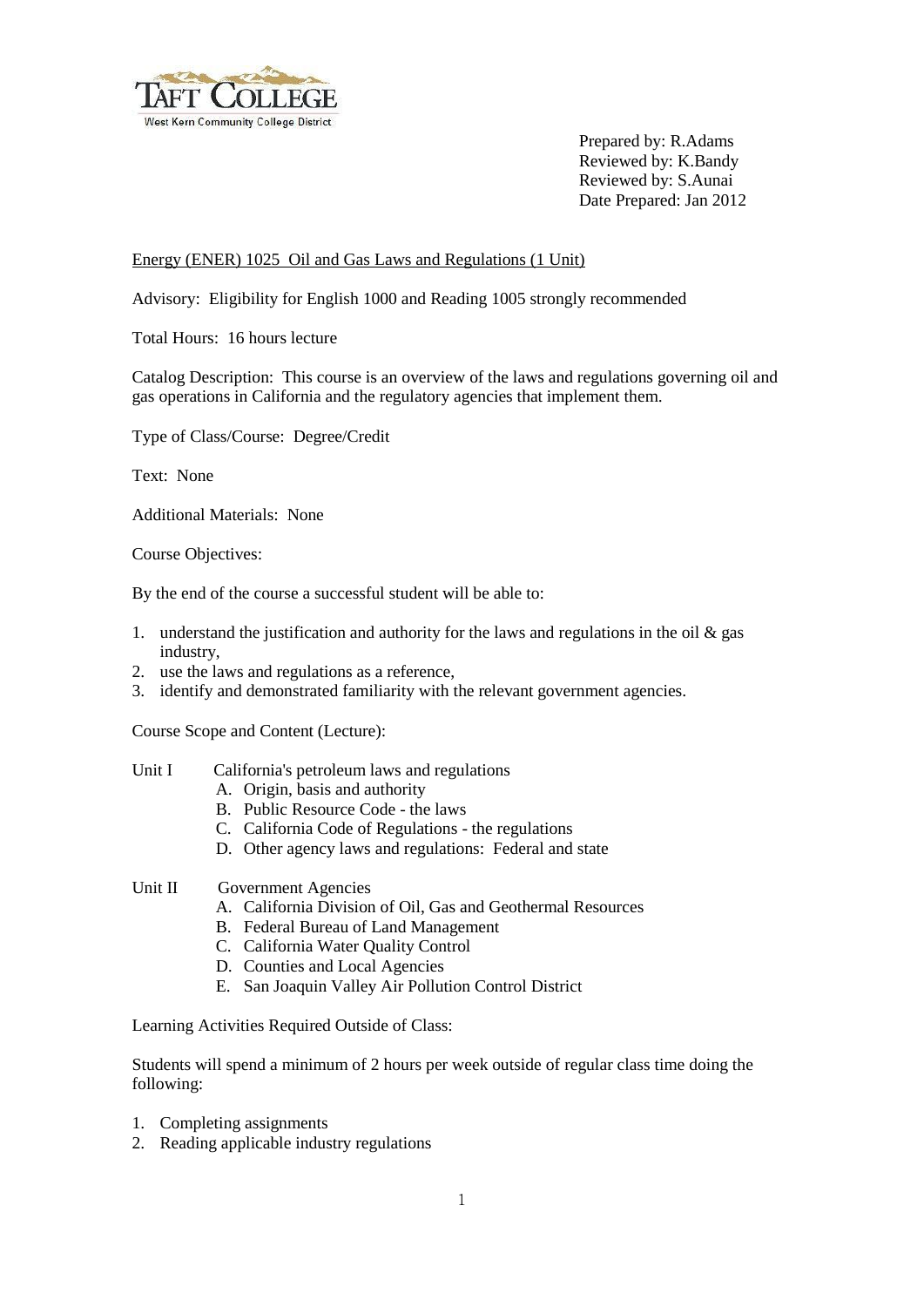TAFT COLLEGE
West Kern Community College District

Prepared by: R.Adams
Reviewed by: K.Bandy
Reviewed by: S.Aunai
Date Prepared: Jan 2012

Energy (ENER) 1025 Oil and Gas Laws and Regulations (1 Unit)

Advisory: Eligibility for English 1000 and Reading 1005 strongly recommended

Total Hours: 16 hours lecture

Catalog Description: This course is an overview of the laws and regulations governing oil and gas operations in California and the regulatory agencies that implement them.

Type of Class/Course: Degree/Credit

Text: None

Additional Materials: None

Course Objectives:

By the end of the course a successful student will be able to:

1. understand the justification and authority for the laws and regulations in the oil & gas industry,
2. use the laws and regulations as a reference,
3. identify and demonstrated familiarity with the relevant government agencies.

Course Scope and Content (Lecture):

Unit I California's petroleum laws and regulations
- A. Origin, basis and authority
- B. Public Resource Code - the laws
- C. California Code of Regulations - the regulations
- D. Other agency laws and regulations: Federal and state

Unit II Government Agencies
- A. California Division of Oil, Gas and Geothermal Resources
- B. Federal Bureau of Land Management
- C. California Water Quality Control
- D. Counties and Local Agencies
- E. San Joaquin Valley Air Pollution Control District

Learning Activities Required Outside of Class:

Students will spend a minimum of 2 hours per week outside of regular class time doing the following:

1. Completing assignments
2. Reading applicable industry regulations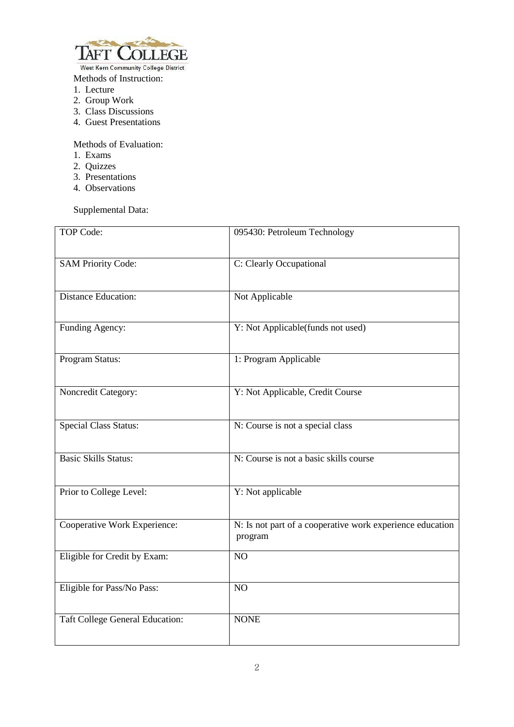Methods of Instruction:

1. Lecture
2. Group Work
3. Class Discussions
4. Guest Presentations

Methods of Evaluation:

1. Exams
2. Quizzes
3. Presentations
4. Observations

Supplemental Data:

| | |
|---|---|
| TOP Code: | 095430: Petroleum Technology |
| SAM Priority Code: | C: Clearly Occupational |
| Distance Education: | Not Applicable |
| Funding Agency: | Y: Not Applicable(funds not used) |
| Program Status: | 1: Program Applicable |
| Noncredit Category: | Y: Not Applicable, Credit Course |
| Special Class Status: | N: Course is not a special class |
| Basic Skills Status: | N: Course is not a basic skills course |
| Prior to College Level: | Y: Not applicable |
| Cooperative Work Experience: | N: Is not part of a cooperative work experience education program |
| Eligible for Credit by Exam: | NO |
| Eligible for Pass/No Pass: | NO |
| Taft College General Education: | NONE |